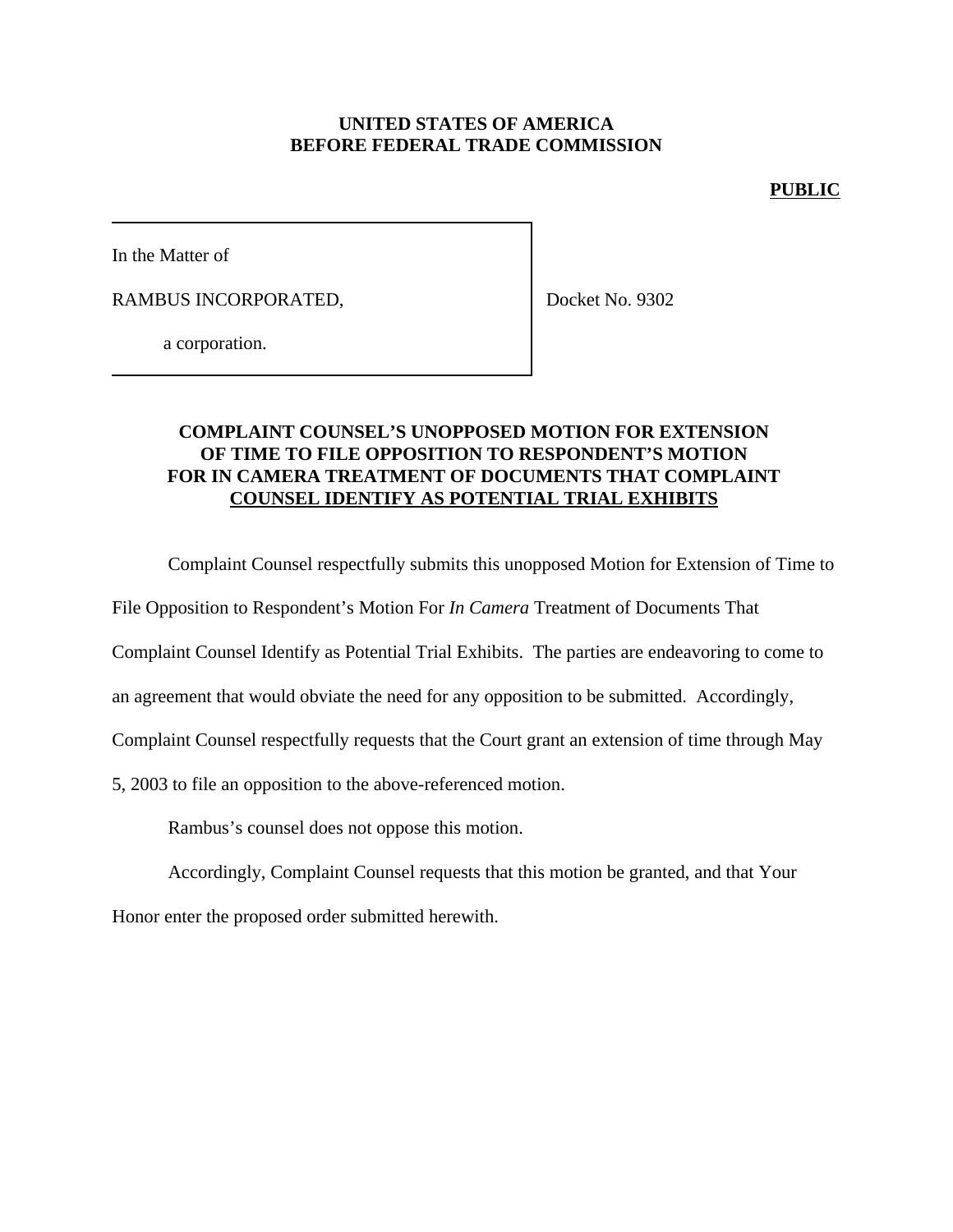**UNITED STATES OF AMERICA**
**BEFORE FEDERAL TRADE COMMISSION**

**PUBLIC**

| In the Matter of | |
| --- | --- |
| RAMBUS INCORPORATED, | Docket No. 9302 |
| a corporation. | |

## COMPLAINT COUNSEL'S UNOPPOSED MOTION FOR EXTENSION OF TIME TO FILE OPPOSITION TO RESPONDENT'S MOTION FOR IN CAMERA TREATMENT OF DOCUMENTS THAT COMPLAINT COUNSEL IDENTIFY AS POTENTIAL TRIAL EXHIBITS

Complaint Counsel respectfully submits this unopposed Motion for Extension of Time to File Opposition to Respondent's Motion For *In Camera* Treatment of Documents That Complaint Counsel Identify as Potential Trial Exhibits. The parties are endeavoring to come to an agreement that would obviate the need for any opposition to be submitted. Accordingly, Complaint Counsel respectfully requests that the Court grant an extension of time through May 5, 2003 to file an opposition to the above-referenced motion.

Rambus's counsel does not oppose this motion.

Accordingly, Complaint Counsel requests that this motion be granted, and that Your Honor enter the proposed order submitted herewith.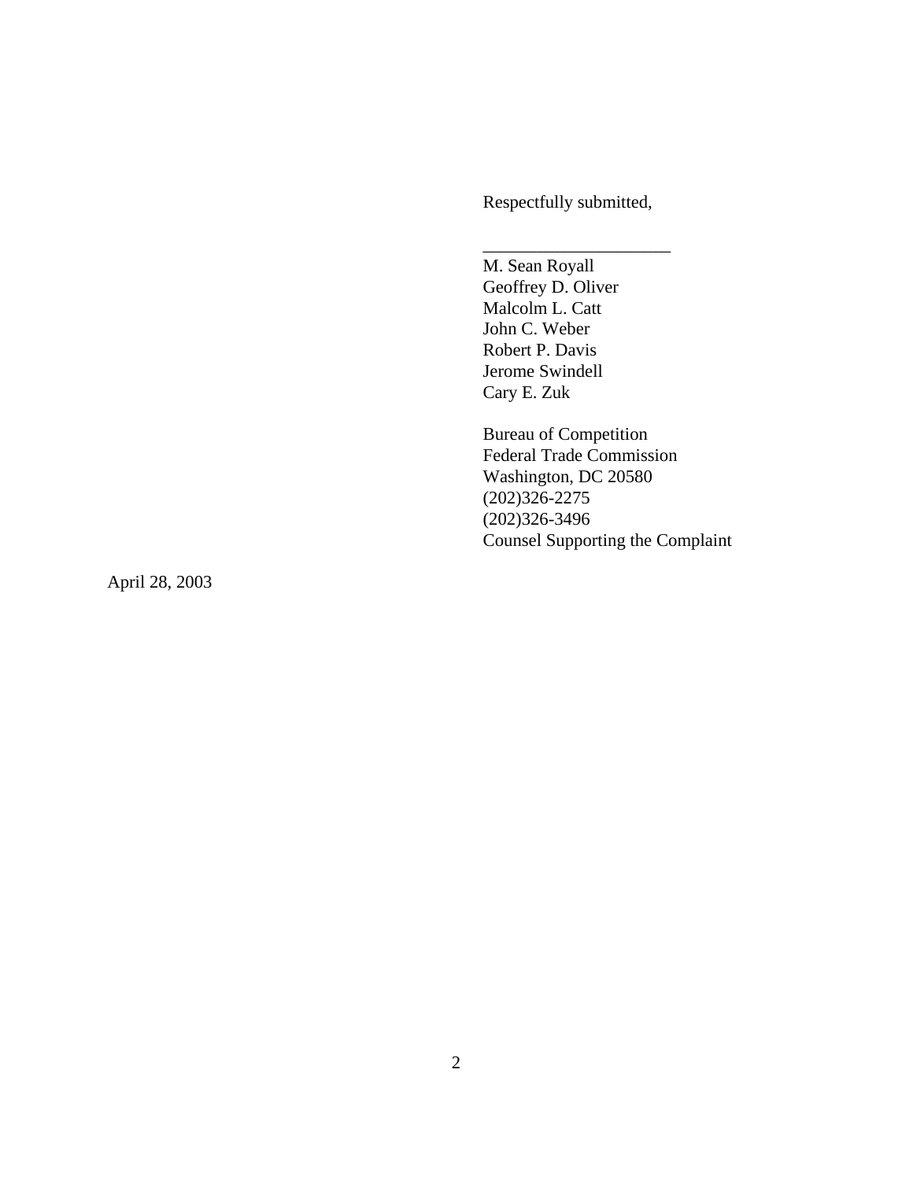Respectfully submitted,

_____________________

M. Sean Royall
Geoffrey D. Oliver
Malcolm L. Catt
John C. Weber
Robert P. Davis
Jerome Swindell
Cary E. Zuk

Bureau of Competition
Federal Trade Commission
Washington, DC 20580
(202)326-2275
(202)326-3496
Counsel Supporting the Complaint

April 28, 2003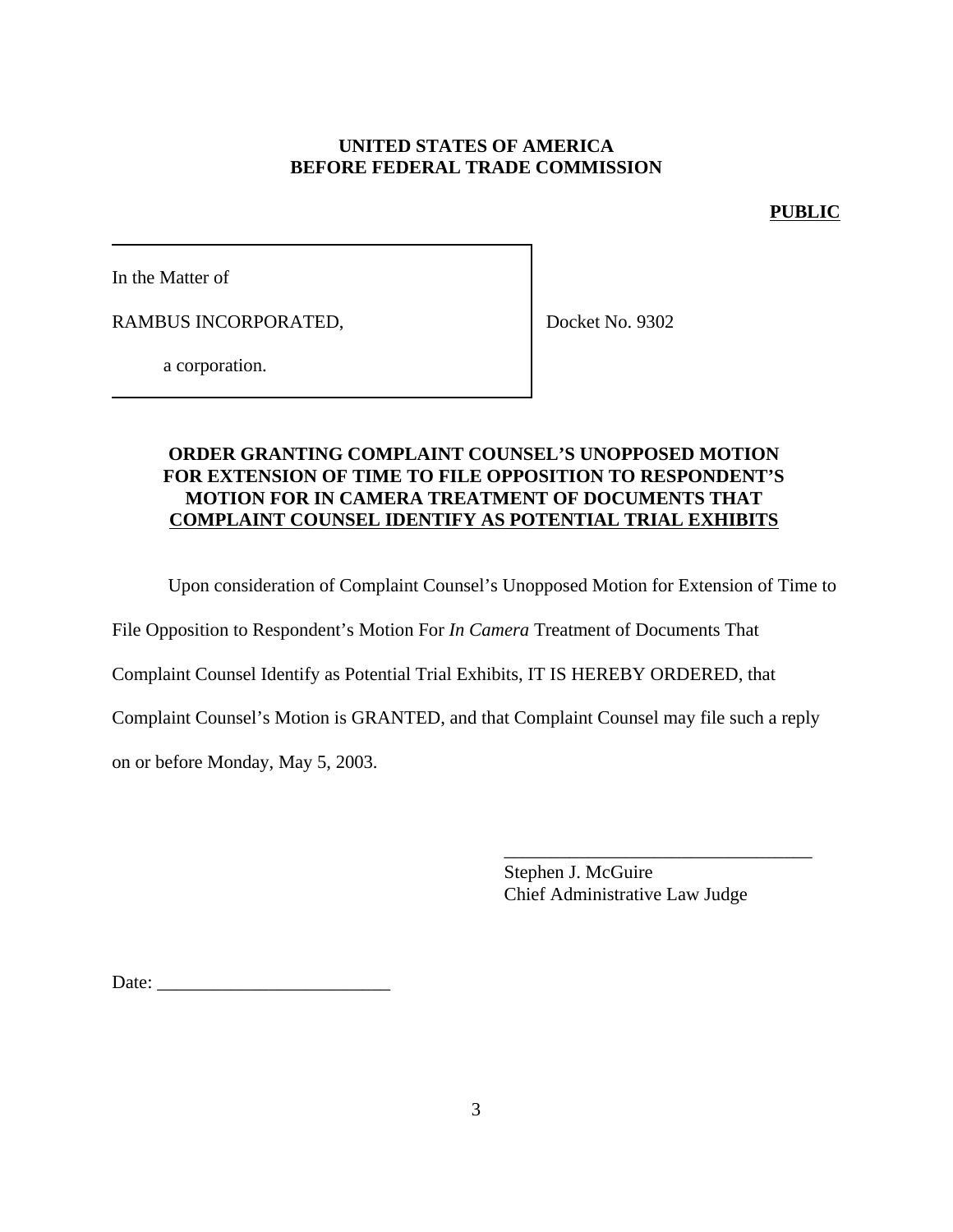**UNITED STATES OF AMERICA**
**BEFORE FEDERAL TRADE COMMISSION**

**PUBLIC**

In the Matter of

RAMBUS INCORPORATED,

a corporation.

Docket No. 9302

**ORDER GRANTING COMPLAINT COUNSEL'S UNOPPOSED MOTION FOR EXTENSION OF TIME TO FILE OPPOSITION TO RESPONDENT'S MOTION FOR IN CAMERA TREATMENT OF DOCUMENTS THAT COMPLAINT COUNSEL IDENTIFY AS POTENTIAL TRIAL EXHIBITS**

Upon consideration of Complaint Counsel's Unopposed Motion for Extension of Time to File Opposition to Respondent's Motion For *In Camera* Treatment of Documents That Complaint Counsel Identify as Potential Trial Exhibits, IT IS HEREBY ORDERED, that Complaint Counsel's Motion is GRANTED, and that Complaint Counsel may file such a reply on or before Monday, May 5, 2003.

\_\_\_\_\_\_\_\_\_\_\_\_\_\_\_\_\_\_\_\_\_\_\_\_\_\_\_\_\_\_\_\_\_\_
Stephen J. McGuire
Chief Administrative Law Judge

Date: \_\_\_\_\_\_\_\_\_\_\_\_\_\_\_\_\_\_\_\_\_\_\_\_\_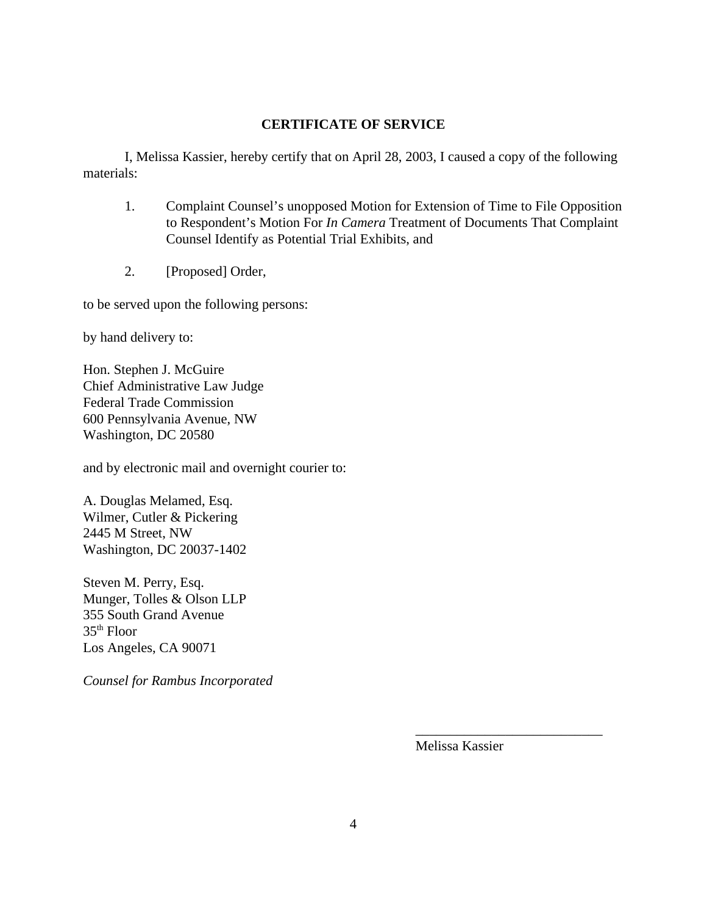**CERTIFICATE OF SERVICE**

I, Melissa Kassier, hereby certify that on April 28, 2003, I caused a copy of the following materials:

1. Complaint Counsel's unopposed Motion for Extension of Time to File Opposition to Respondent's Motion For *In Camera* Treatment of Documents That Complaint Counsel Identify as Potential Trial Exhibits, and

2. [Proposed] Order,

to be served upon the following persons:

by hand delivery to:

Hon. Stephen J. McGuire
Chief Administrative Law Judge
Federal Trade Commission
600 Pennsylvania Avenue, NW
Washington, DC 20580

and by electronic mail and overnight courier to:

A. Douglas Melamed, Esq.
Wilmer, Cutler & Pickering
2445 M Street, NW
Washington, DC 20037-1402

Steven M. Perry, Esq.
Munger, Tolles & Olson LLP
355 South Grand Avenue
35th Floor
Los Angeles, CA 90071

*Counsel for Rambus Incorporated*

___________________________
Melissa Kassier